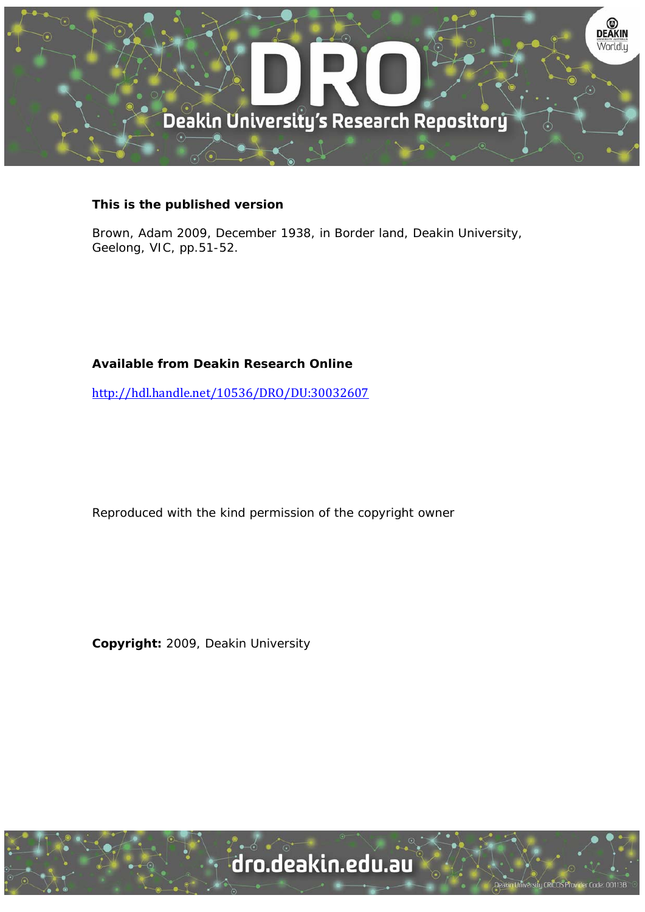**This is the published version**

Brown, Adam 2009, December 1938, in Border land, Deakin University, Geelong, VIC, pp.51-52.

**Available from Deakin Research Online**

http://hdl.handle.net/10536/DRO/DU:30032607

Reproduced with the kind permission of the copyright owner

**Copyright:** 2009, Deakin University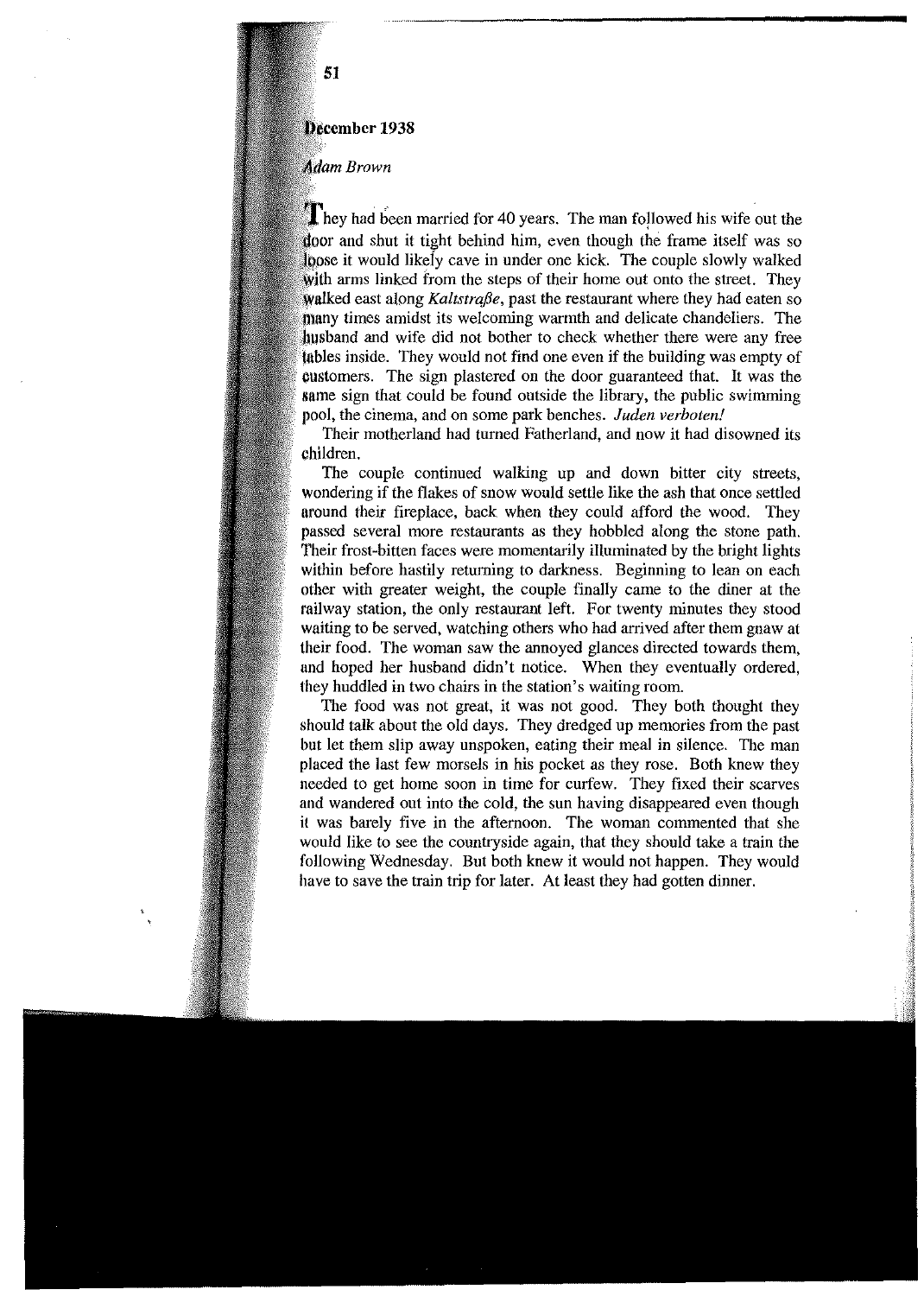# December 1938

*Adam Brown*

They had been married for 40 years. The man followed his wife out the door and shut it tight behind him, even though the frame itself was so loose it would likely cave in under one kick. The couple slowly walked with arms linked from the steps of their home out onto the street. They walked east along *Kaltstraße*, past the restaurant where they had eaten so many times amidst its welcoming warmth and delicate chandeliers. The husband and wife did not bother to check whether there were any free tables inside. They would not find one even if the building was empty of customers. The sign plastered on the door guaranteed that. It was the same sign that could be found outside the library, the public swimming pool, the cinema, and on some park benches. *Juden verboten!*

Their motherland had turned Fatherland, and now it had disowned its children.

The couple continued walking up and down bitter city streets, wondering if the flakes of snow would settle like the ash that once settled around their fireplace, back when they could afford the wood. They passed several more restaurants as they hobbled along the stone path. Their frost-bitten faces were momentarily illuminated by the bright lights within before hastily returning to darkness. Beginning to lean on each other with greater weight, the couple finally came to the diner at the railway station, the only restaurant left. For twenty minutes they stood waiting to be served, watching others who had arrived after them gnaw at their food. The woman saw the annoyed glances directed towards them, and hoped her husband didn't notice. When they eventually ordered, they huddled in two chairs in the station's waiting room.

The food was not great, it was not good. They both thought they should talk about the old days. They dredged up memories from the past but let them slip away unspoken, eating their meal in silence. The man placed the last few morsels in his pocket as they rose. Both knew they needed to get home soon in time for curfew. They fixed their scarves and wandered out into the cold, the sun having disappeared even though it was barely five in the afternoon. The woman commented that she would like to see the countryside again, that they should take a train the following Wednesday. But both knew it would not happen. They would have to save the train trip for later. At least they had gotten dinner.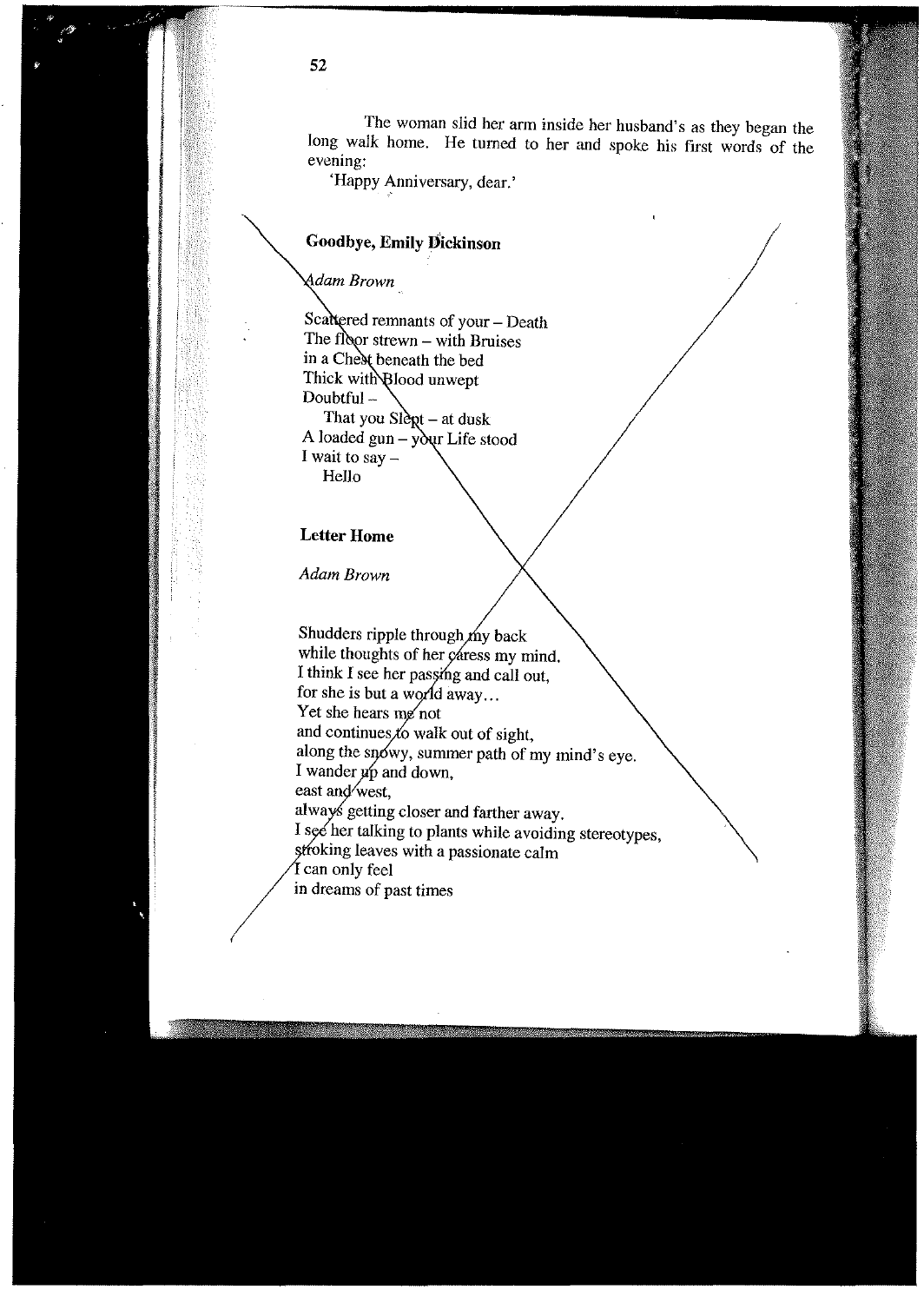The woman slid her arm inside her husband's as they began the long walk home. He turned to her and spoke his first words of the evening:

'Happy Anniversary, dear.'

## Goodbye, Emily Dickinson

*Adam Brown*

Scattered remnants of your – Death  
The floor strewn – with Bruises  
in a Chest beneath the bed  
Thick with Blood unwept  
Doubtful –  
That you Slept – at dusk  
A loaded gun – your Life stood  
I wait to say –  
Hello

## Letter Home

*Adam Brown*

Shudders ripple through my back  
while thoughts of her caress my mind.  
I think I see her passing and call out,  
for she is but a world away...  
Yet she hears me not  
and continues to walk out of sight,  
along the snowy, summer path of my mind's eye.  
I wander up and down,  
east and west,  
always getting closer and farther away.  
I see her talking to plants while avoiding stereotypes,  
stroking leaves with a passionate calm  
I can only feel  
in dreams of past times